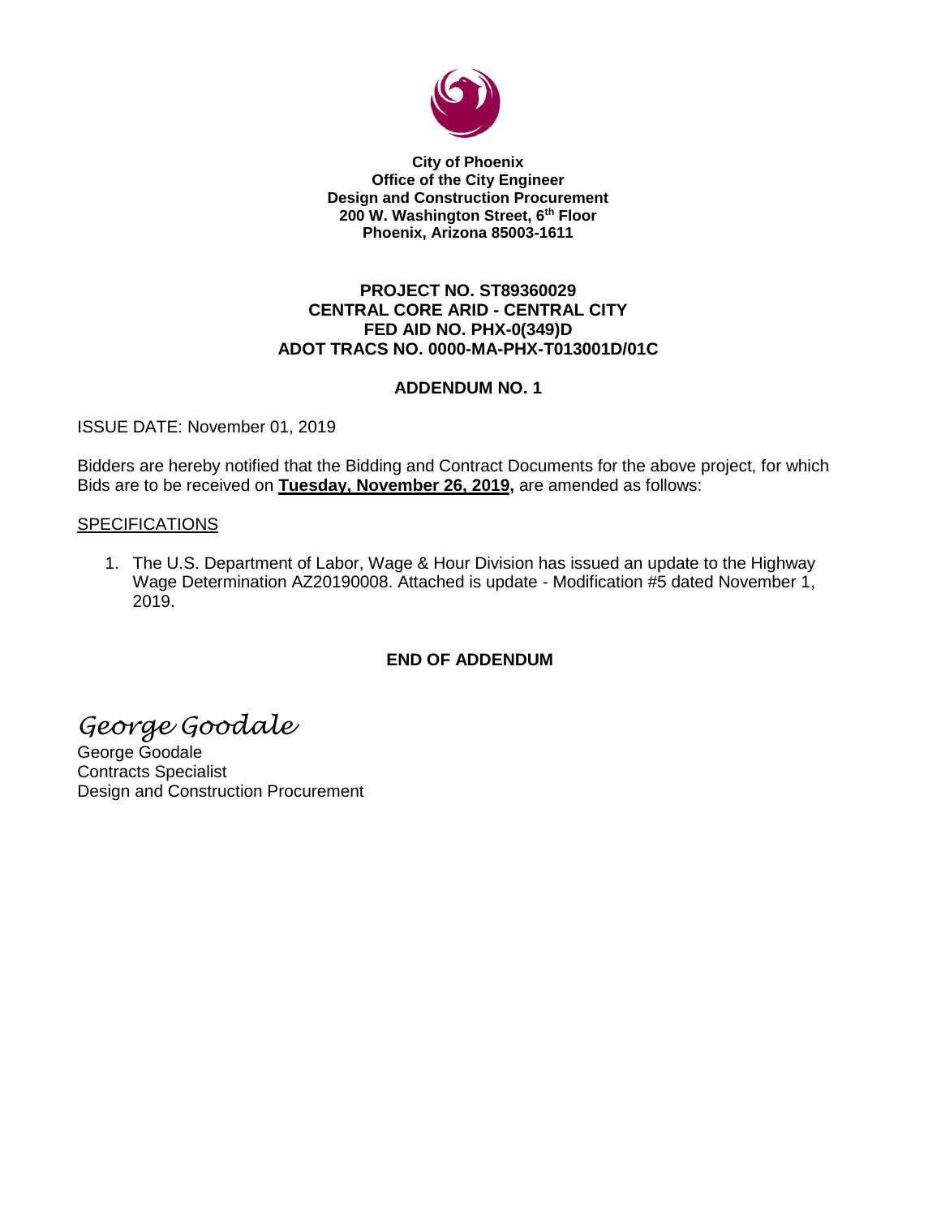**City of Phoenix**
**Office of the City Engineer**
**Design and Construction Procurement**
**200 W. Washington Street, 6th Floor**
**Phoenix, Arizona 85003-1611**

**PROJECT NO. ST89360029**
**CENTRAL CORE ARID - CENTRAL CITY**
**FED AID NO. PHX-0(349)D**
**ADOT TRACS NO. 0000-MA-PHX-T013001D/01C**

**ADDENDUM NO. 1**

ISSUE DATE: November 01, 2019

Bidders are hereby notified that the Bidding and Contract Documents for the above project, for which Bids are to be received on **Tuesday, November 26, 2019,** are amended as follows:

SPECIFICATIONS

1. The U.S. Department of Labor, Wage & Hour Division has issued an update to the Highway Wage Determination AZ20190008. Attached is update - Modification #5 dated November 1, 2019.

**END OF ADDENDUM**

*George Goodale*

George Goodale
Contracts Specialist
Design and Construction Procurement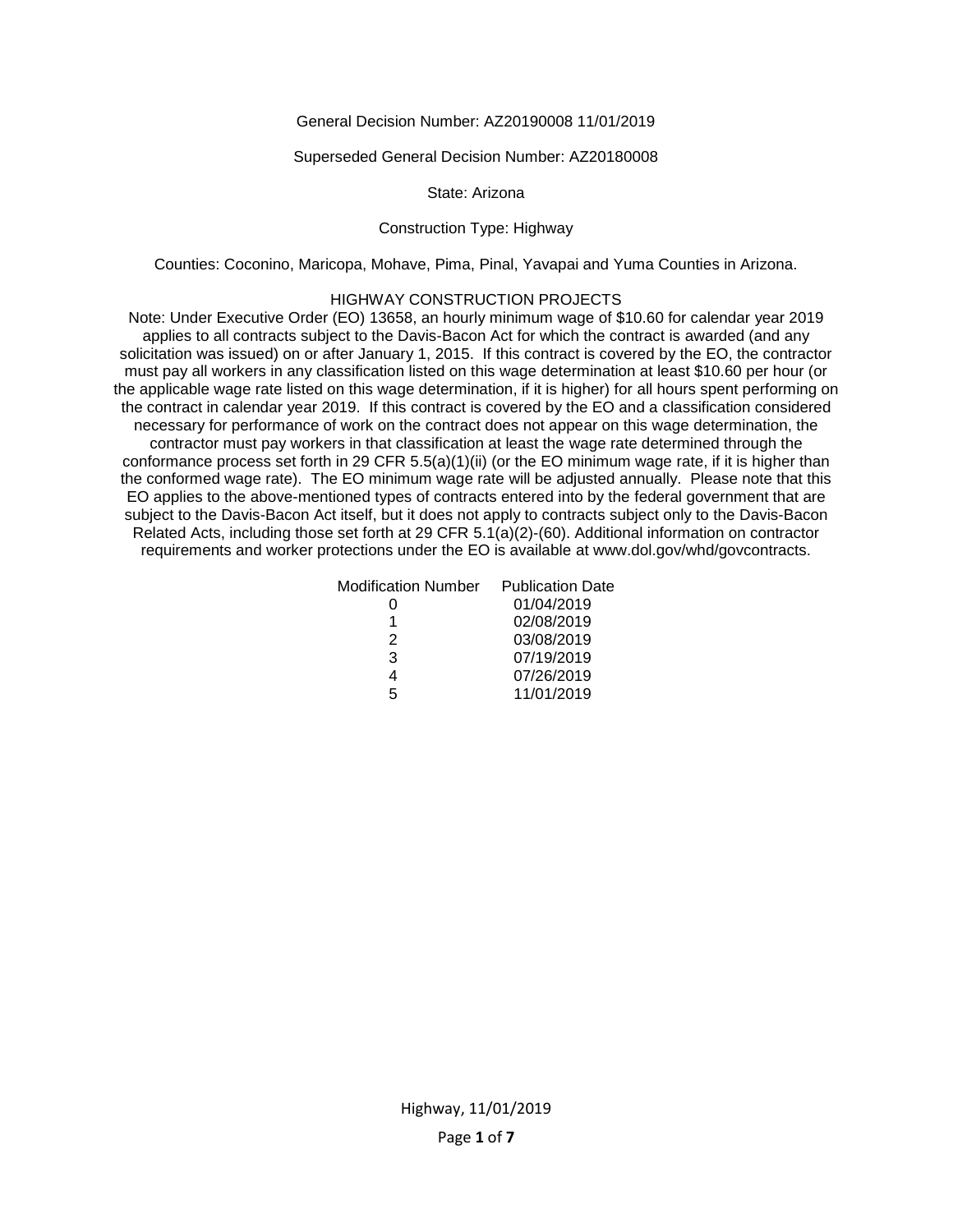General Decision Number: AZ20190008 11/01/2019

Superseded General Decision Number: AZ20180008

State: Arizona

Construction Type: Highway

Counties: Coconino, Maricopa, Mohave, Pima, Pinal, Yavapai and Yuma Counties in Arizona.

HIGHWAY CONSTRUCTION PROJECTS

Note: Under Executive Order (EO) 13658, an hourly minimum wage of $10.60 for calendar year 2019 applies to all contracts subject to the Davis-Bacon Act for which the contract is awarded (and any solicitation was issued) on or after January 1, 2015. If this contract is covered by the EO, the contractor must pay all workers in any classification listed on this wage determination at least $10.60 per hour (or the applicable wage rate listed on this wage determination, if it is higher) for all hours spent performing on the contract in calendar year 2019. If this contract is covered by the EO and a classification considered necessary for performance of work on the contract does not appear on this wage determination, the contractor must pay workers in that classification at least the wage rate determined through the conformance process set forth in 29 CFR 5.5(a)(1)(ii) (or the EO minimum wage rate, if it is higher than the conformed wage rate). The EO minimum wage rate will be adjusted annually. Please note that this EO applies to the above-mentioned types of contracts entered into by the federal government that are subject to the Davis-Bacon Act itself, but it does not apply to contracts subject only to the Davis-Bacon Related Acts, including those set forth at 29 CFR 5.1(a)(2)-(60). Additional information on contractor requirements and worker protections under the EO is available at www.dol.gov/whd/govcontracts.

| Modification Number | Publication Date |
|---|---|
| 0 | 01/04/2019 |
| 1 | 02/08/2019 |
| 2 | 03/08/2019 |
| 3 | 07/19/2019 |
| 4 | 07/26/2019 |
| 5 | 11/01/2019 |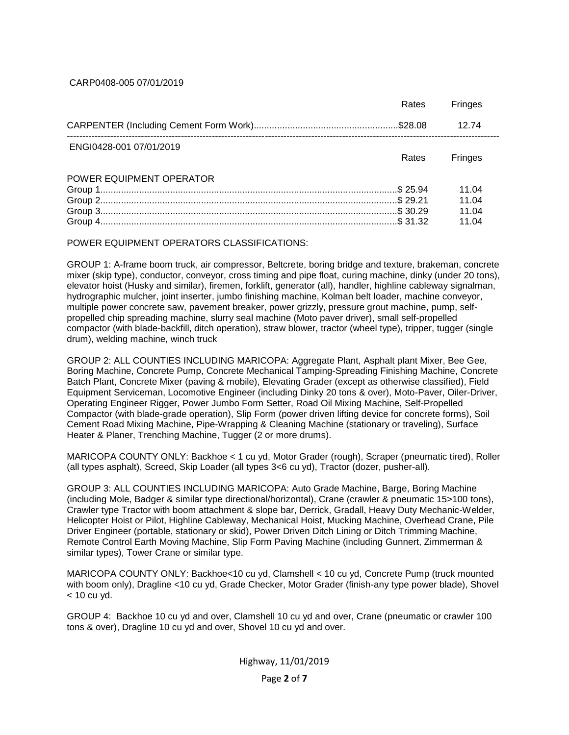CARP0408-005 07/01/2019

| | Rates | Fringes |
|---|---|---|
| CARPENTER (Including Cement Form Work) | $28.08 | 12.74 |

---

ENGI0428-001 07/01/2019

| | Rates | Fringes |
|---|---|---|
| POWER EQUIPMENT OPERATOR | | |
| Group 1 | $ 25.94 | 11.04 |
| Group 2 | $ 29.21 | 11.04 |
| Group 3 | $ 30.29 | 11.04 |
| Group 4 | $ 31.32 | 11.04 |

POWER EQUIPMENT OPERATORS CLASSIFICATIONS:

GROUP 1: A-frame boom truck, air compressor, Beltcrete, boring bridge and texture, brakeman, concrete mixer (skip type), conductor, conveyor, cross timing and pipe float, curing machine, dinky (under 20 tons), elevator hoist (Husky and similar), firemen, forklift, generator (all), handler, highline cableway signalman, hydrographic mulcher, joint inserter, jumbo finishing machine, Kolman belt loader, machine conveyor, multiple power concrete saw, pavement breaker, power grizzly, pressure grout machine, pump, self-propelled chip spreading machine, slurry seal machine (Moto paver driver), small self-propelled compactor (with blade-backfill, ditch operation), straw blower, tractor (wheel type), tripper, tugger (single drum), welding machine, winch truck

GROUP 2: ALL COUNTIES INCLUDING MARICOPA: Aggregate Plant, Asphalt plant Mixer, Bee Gee, Boring Machine, Concrete Pump, Concrete Mechanical Tamping-Spreading Finishing Machine, Concrete Batch Plant, Concrete Mixer (paving & mobile), Elevating Grader (except as otherwise classified), Field Equipment Serviceman, Locomotive Engineer (including Dinky 20 tons & over), Moto-Paver, Oiler-Driver, Operating Engineer Rigger, Power Jumbo Form Setter, Road Oil Mixing Machine, Self-Propelled Compactor (with blade-grade operation), Slip Form (power driven lifting device for concrete forms), Soil Cement Road Mixing Machine, Pipe-Wrapping & Cleaning Machine (stationary or traveling), Surface Heater & Planer, Trenching Machine, Tugger (2 or more drums).

MARICOPA COUNTY ONLY: Backhoe < 1 cu yd, Motor Grader (rough), Scraper (pneumatic tired), Roller (all types asphalt), Screed, Skip Loader (all types 3<6 cu yd), Tractor (dozer, pusher-all).

GROUP 3: ALL COUNTIES INCLUDING MARICOPA: Auto Grade Machine, Barge, Boring Machine (including Mole, Badger & similar type directional/horizontal), Crane (crawler & pneumatic 15>100 tons), Crawler type Tractor with boom attachment & slope bar, Derrick, Gradall, Heavy Duty Mechanic-Welder, Helicopter Hoist or Pilot, Highline Cableway, Mechanical Hoist, Mucking Machine, Overhead Crane, Pile Driver Engineer (portable, stationary or skid), Power Driven Ditch Lining or Ditch Trimming Machine, Remote Control Earth Moving Machine, Slip Form Paving Machine (including Gunnert, Zimmerman & similar types), Tower Crane or similar type.

MARICOPA COUNTY ONLY: Backhoe<10 cu yd, Clamshell < 10 cu yd, Concrete Pump (truck mounted with boom only), Dragline <10 cu yd, Grade Checker, Motor Grader (finish-any type power blade), Shovel < 10 cu yd.

GROUP 4: Backhoe 10 cu yd and over, Clamshell 10 cu yd and over, Crane (pneumatic or crawler 100 tons & over), Dragline 10 cu yd and over, Shovel 10 cu yd and over.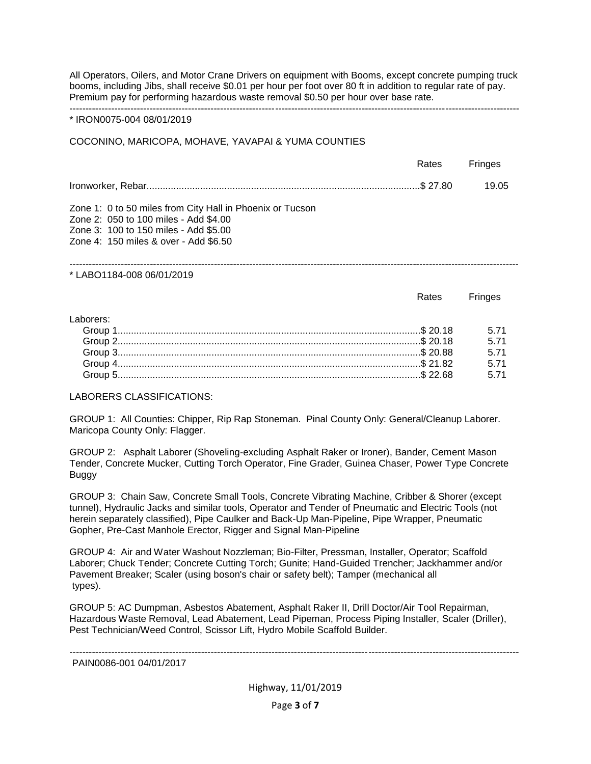All Operators, Oilers, and Motor Crane Drivers on equipment with Booms, except concrete pumping truck booms, including Jibs, shall receive $0.01 per hour per foot over 80 ft in addition to regular rate of pay. Premium pay for performing hazardous waste removal $0.50 per hour over base rate.

---

* IRON0075-004 08/01/2019

COCONINO, MARICOPA, MOHAVE, YAVAPAI & YUMA COUNTIES

| | Rates | Fringes |
|---|---|---|
| Ironworker, Rebar | $ 27.80 | 19.05 |

Zone 1: 0 to 50 miles from City Hall in Phoenix or Tucson
Zone 2: 050 to 100 miles - Add $4.00
Zone 3: 100 to 150 miles - Add $5.00
Zone 4: 150 miles & over - Add $6.50

---

* LABO1184-008 06/01/2019

| | Rates | Fringes |
|---|---|---|
| Laborers: | | |
| Group 1 | $ 20.18 | 5.71 |
| Group 2 | $ 20.18 | 5.71 |
| Group 3 | $ 20.88 | 5.71 |
| Group 4 | $ 21.82 | 5.71 |
| Group 5 | $ 22.68 | 5.71 |

LABORERS CLASSIFICATIONS:

GROUP 1: All Counties: Chipper, Rip Rap Stoneman. Pinal County Only: General/Cleanup Laborer. Maricopa County Only: Flagger.

GROUP 2: Asphalt Laborer (Shoveling-excluding Asphalt Raker or Ironer), Bander, Cement Mason Tender, Concrete Mucker, Cutting Torch Operator, Fine Grader, Guinea Chaser, Power Type Concrete Buggy

GROUP 3: Chain Saw, Concrete Small Tools, Concrete Vibrating Machine, Cribber & Shorer (except tunnel), Hydraulic Jacks and similar tools, Operator and Tender of Pneumatic and Electric Tools (not herein separately classified), Pipe Caulker and Back-Up Man-Pipeline, Pipe Wrapper, Pneumatic Gopher, Pre-Cast Manhole Erector, Rigger and Signal Man-Pipeline

GROUP 4: Air and Water Washout Nozzleman; Bio-Filter, Pressman, Installer, Operator; Scaffold Laborer; Chuck Tender; Concrete Cutting Torch; Gunite; Hand-Guided Trencher; Jackhammer and/or Pavement Breaker; Scaler (using boson's chair or safety belt); Tamper (mechanical all types).

GROUP 5: AC Dumpman, Asbestos Abatement, Asphalt Raker II, Drill Doctor/Air Tool Repairman, Hazardous Waste Removal, Lead Abatement, Lead Pipeman, Process Piping Installer, Scaler (Driller), Pest Technician/Weed Control, Scissor Lift, Hydro Mobile Scaffold Builder.

---

PAIN0086-001 04/01/2017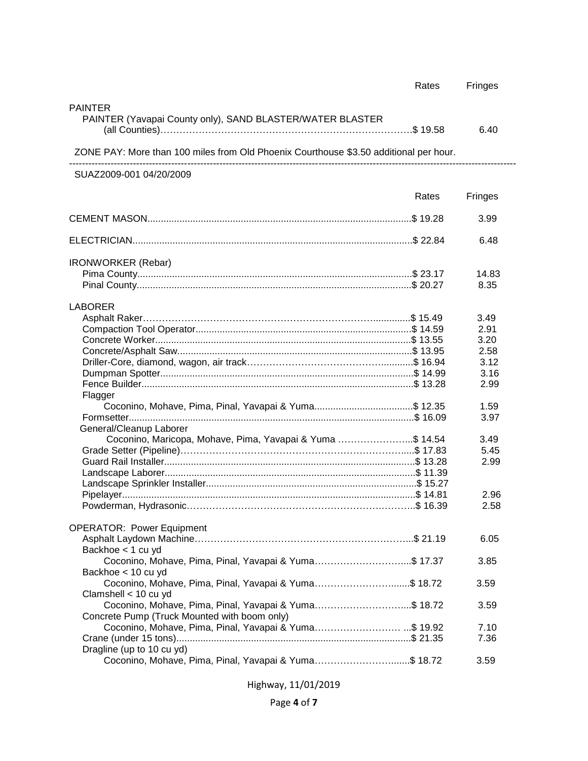| | Rates | Fringes |
|---|---|---|
| PAINTER | | |
| PAINTER (Yavapai County only), SAND BLASTER/WATER BLASTER (all Counties) | $ 19.58 | 6.40 |

ZONE PAY: More than 100 miles from Old Phoenix Courthouse $3.50 additional per hour.

---

SUAZ2009-001 04/20/2009

| | Rates | Fringes |
|---|---|---|
| CEMENT MASON | $ 19.28 | 3.99 |
| ELECTRICIAN | $ 22.84 | 6.48 |
| IRONWORKER (Rebar) | | |
| Pima County | $ 23.17 | 14.83 |
| Pinal County | $ 20.27 | 8.35 |
| LABORER | | |
| Asphalt Raker | $ 15.49 | 3.49 |
| Compaction Tool Operator | $ 14.59 | 2.91 |
| Concrete Worker | $ 13.55 | 3.20 |
| Concrete/Asphalt Saw | $ 13.95 | 2.58 |
| Driller-Core, diamond, wagon, air track | $ 16.94 | 3.12 |
| Dumpman Spotter | $ 14.99 | 3.16 |
| Fence Builder | $ 13.28 | 2.99 |
| Flagger | | |
| Coconino, Mohave, Pima, Pinal, Yavapai & Yuma | $ 12.35 | 1.59 |
| Formsetter | $ 16.09 | 3.97 |
| General/Cleanup Laborer | | |
| Coconino, Maricopa, Mohave, Pima, Yavapai & Yuma | $ 14.54 | 3.49 |
| Grade Setter (Pipeline) | $ 17.83 | 5.45 |
| Guard Rail Installer | $ 13.28 | 2.99 |
| Landscape Laborer | $ 11.39 | |
| Landscape Sprinkler Installer | $ 15.27 | |
| Pipelayer | $ 14.81 | 2.96 |
| Powderman, Hydrasonic | $ 16.39 | 2.58 |
| OPERATOR: Power Equipment | | |
| Asphalt Laydown Machine | $ 21.19 | 6.05 |
| Backhoe < 1 cu yd | | |
| Coconino, Mohave, Pima, Pinal, Yavapai & Yuma | $ 17.37 | 3.85 |
| Backhoe < 10 cu yd | | |
| Coconino, Mohave, Pima, Pinal, Yavapai & Yuma | $ 18.72 | 3.59 |
| Clamshell < 10 cu yd | | |
| Coconino, Mohave, Pima, Pinal, Yavapai & Yuma | $ 18.72 | 3.59 |
| Concrete Pump (Truck Mounted with boom only) | | |
| Coconino, Mohave, Pima, Pinal, Yavapai & Yuma | $ 19.92 | 7.10 |
| Crane (under 15 tons) | $ 21.35 | 7.36 |
| Dragline (up to 10 cu yd) | | |
| Coconino, Mohave, Pima, Pinal, Yavapai & Yuma | $ 18.72 | 3.59 |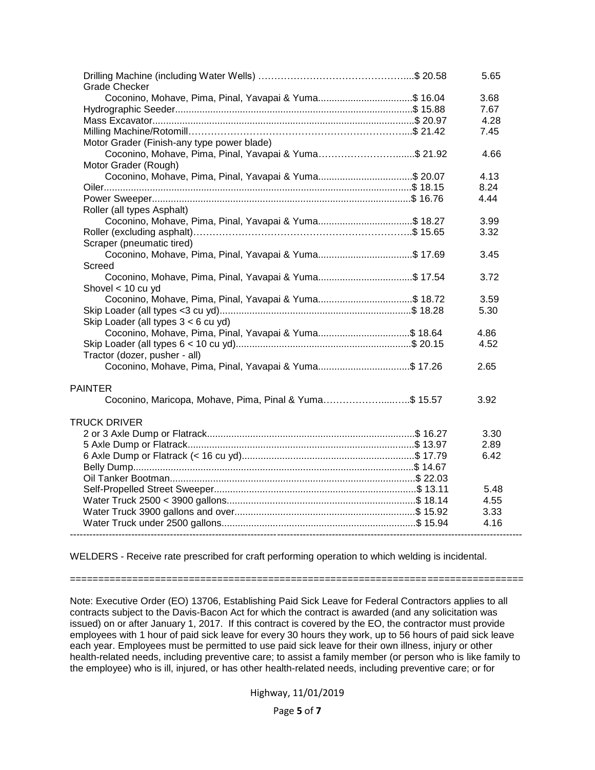| Classification | Rates | Fringes |
|---|---|---|
| Drilling Machine (including Water Wells) | $ 20.58 | 5.65 |
| Grade Checker | | |
| Coconino, Mohave, Pima, Pinal, Yavapai & Yuma | $ 16.04 | 3.68 |
| Hydrographic Seeder | $ 15.88 | 7.67 |
| Mass Excavator | $ 20.97 | 4.28 |
| Milling Machine/Rotomill | $ 21.42 | 7.45 |
| Motor Grader (Finish-any type power blade) | | |
| Coconino, Mohave, Pima, Pinal, Yavapai & Yuma | $ 21.92 | 4.66 |
| Motor Grader (Rough) | | |
| Coconino, Mohave, Pima, Pinal, Yavapai & Yuma | $ 20.07 | 4.13 |
| Oiler | $ 18.15 | 8.24 |
| Power Sweeper | $ 16.76 | 4.44 |
| Roller (all types Asphalt) | | |
| Coconino, Mohave, Pima, Pinal, Yavapai & Yuma | $ 18.27 | 3.99 |
| Roller (excluding asphalt) | $ 15.65 | 3.32 |
| Scraper (pneumatic tired) | | |
| Coconino, Mohave, Pima, Pinal, Yavapai & Yuma | $ 17.69 | 3.45 |
| Screed | | |
| Coconino, Mohave, Pima, Pinal, Yavapai & Yuma | $ 17.54 | 3.72 |
| Shovel < 10 cu yd | | |
| Coconino, Mohave, Pima, Pinal, Yavapai & Yuma | $ 18.72 | 3.59 |
| Skip Loader (all types <3 cu yd) | $ 18.28 | 5.30 |
| Skip Loader (all types 3 < 6 cu yd) | | |
| Coconino, Mohave, Pima, Pinal, Yavapai & Yuma | $ 18.64 | 4.86 |
| Skip Loader (all types 6 < 10 cu yd) | $ 20.15 | 4.52 |
| Tractor (dozer, pusher - all) | | |
| Coconino, Mohave, Pima, Pinal, Yavapai & Yuma | $ 17.26 | 2.65 |
| **PAINTER** | | |
| Coconino, Maricopa, Mohave, Pima, Pinal & Yuma | $ 15.57 | 3.92 |
| **TRUCK DRIVER** | | |
| 2 or 3 Axle Dump or Flatrack | $ 16.27 | 3.30 |
| 5 Axle Dump or Flatrack | $ 13.97 | 2.89 |
| 6 Axle Dump or Flatrack (< 16 cu yd) | $ 17.79 | 6.42 |
| Belly Dump | $ 14.67 | |
| Oil Tanker Bootman | $ 22.03 | |
| Self-Propelled Street Sweeper | $ 13.11 | 5.48 |
| Water Truck 2500 < 3900 gallons | $ 18.14 | 4.55 |
| Water Truck 3900 gallons and over | $ 15.92 | 3.33 |
| Water Truck under 2500 gallons | $ 15.94 | 4.16 |

---

WELDERS - Receive rate prescribed for craft performing operation to which welding is incidental.

---

Note: Executive Order (EO) 13706, Establishing Paid Sick Leave for Federal Contractors applies to all contracts subject to the Davis-Bacon Act for which the contract is awarded (and any solicitation was issued) on or after January 1, 2017. If this contract is covered by the EO, the contractor must provide employees with 1 hour of paid sick leave for every 30 hours they work, up to 56 hours of paid sick leave each year. Employees must be permitted to use paid sick leave for their own illness, injury or other health-related needs, including preventive care; to assist a family member (or person who is like family to the employee) who is ill, injured, or has other health-related needs, including preventive care; or for

Highway, 11/01/2019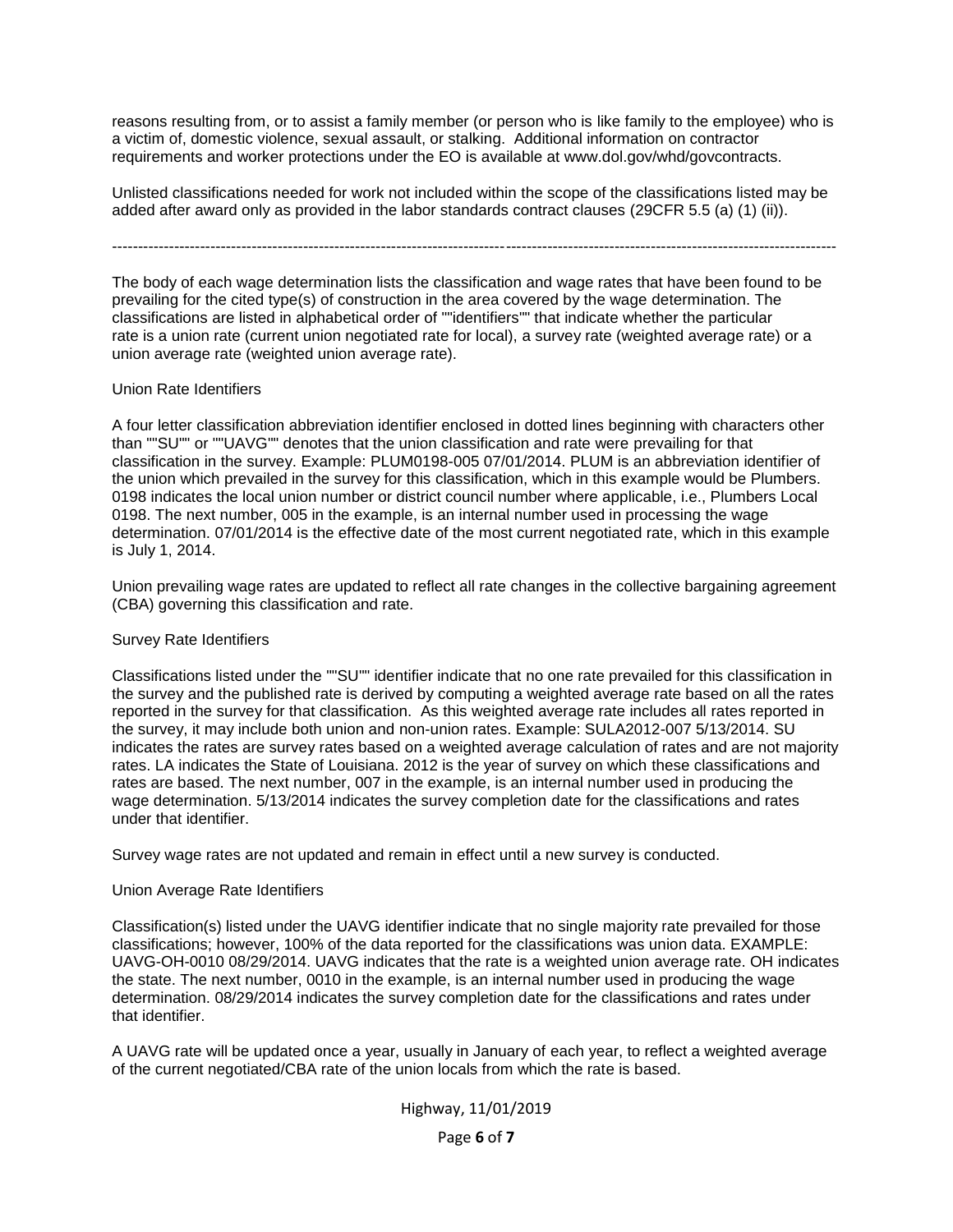reasons resulting from, or to assist a family member (or person who is like family to the employee) who is a victim of, domestic violence, sexual assault, or stalking. Additional information on contractor requirements and worker protections under the EO is available at www.dol.gov/whd/govcontracts.

Unlisted classifications needed for work not included within the scope of the classifications listed may be added after award only as provided in the labor standards contract clauses (29CFR 5.5 (a) (1) (ii)).

---

The body of each wage determination lists the classification and wage rates that have been found to be prevailing for the cited type(s) of construction in the area covered by the wage determination. The classifications are listed in alphabetical order of ""identifiers"" that indicate whether the particular rate is a union rate (current union negotiated rate for local), a survey rate (weighted average rate) or a union average rate (weighted union average rate).

Union Rate Identifiers

A four letter classification abbreviation identifier enclosed in dotted lines beginning with characters other than ""SU"" or ""UAVG"" denotes that the union classification and rate were prevailing for that classification in the survey. Example: PLUM0198-005 07/01/2014. PLUM is an abbreviation identifier of the union which prevailed in the survey for this classification, which in this example would be Plumbers. 0198 indicates the local union number or district council number where applicable, i.e., Plumbers Local 0198. The next number, 005 in the example, is an internal number used in processing the wage determination. 07/01/2014 is the effective date of the most current negotiated rate, which in this example is July 1, 2014.

Union prevailing wage rates are updated to reflect all rate changes in the collective bargaining agreement (CBA) governing this classification and rate.

Survey Rate Identifiers

Classifications listed under the ""SU"" identifier indicate that no one rate prevailed for this classification in the survey and the published rate is derived by computing a weighted average rate based on all the rates reported in the survey for that classification. As this weighted average rate includes all rates reported in the survey, it may include both union and non-union rates. Example: SULA2012-007 5/13/2014. SU indicates the rates are survey rates based on a weighted average calculation of rates and are not majority rates. LA indicates the State of Louisiana. 2012 is the year of survey on which these classifications and rates are based. The next number, 007 in the example, is an internal number used in producing the wage determination. 5/13/2014 indicates the survey completion date for the classifications and rates under that identifier.

Survey wage rates are not updated and remain in effect until a new survey is conducted.

Union Average Rate Identifiers

Classification(s) listed under the UAVG identifier indicate that no single majority rate prevailed for those classifications; however, 100% of the data reported for the classifications was union data. EXAMPLE: UAVG-OH-0010 08/29/2014. UAVG indicates that the rate is a weighted union average rate. OH indicates the state. The next number, 0010 in the example, is an internal number used in producing the wage determination. 08/29/2014 indicates the survey completion date for the classifications and rates under that identifier.

A UAVG rate will be updated once a year, usually in January of each year, to reflect a weighted average of the current negotiated/CBA rate of the union locals from which the rate is based.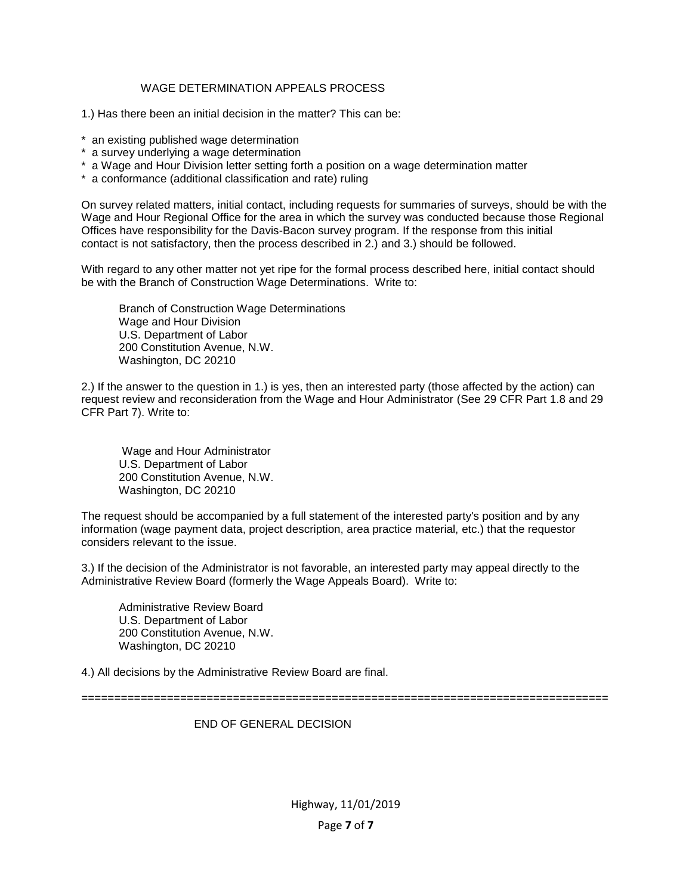## WAGE DETERMINATION APPEALS PROCESS

1.) Has there been an initial decision in the matter? This can be:

* an existing published wage determination
* a survey underlying a wage determination
* a Wage and Hour Division letter setting forth a position on a wage determination matter
* a conformance (additional classification and rate) ruling

On survey related matters, initial contact, including requests for summaries of surveys, should be with the Wage and Hour Regional Office for the area in which the survey was conducted because those Regional Offices have responsibility for the Davis-Bacon survey program. If the response from this initial contact is not satisfactory, then the process described in 2.) and 3.) should be followed.

With regard to any other matter not yet ripe for the formal process described here, initial contact should be with the Branch of Construction Wage Determinations. Write to:

Branch of Construction Wage Determinations
Wage and Hour Division
U.S. Department of Labor
200 Constitution Avenue, N.W.
Washington, DC 20210

2.) If the answer to the question in 1.) is yes, then an interested party (those affected by the action) can request review and reconsideration from the Wage and Hour Administrator (See 29 CFR Part 1.8 and 29 CFR Part 7). Write to:

Wage and Hour Administrator
U.S. Department of Labor
200 Constitution Avenue, N.W.
Washington, DC 20210

The request should be accompanied by a full statement of the interested party's position and by any information (wage payment data, project description, area practice material, etc.) that the requestor considers relevant to the issue.

3.) If the decision of the Administrator is not favorable, an interested party may appeal directly to the Administrative Review Board (formerly the Wage Appeals Board). Write to:

Administrative Review Board
U.S. Department of Labor
200 Constitution Avenue, N.W.
Washington, DC 20210

4.) All decisions by the Administrative Review Board are final.

================================================================================

END OF GENERAL DECISION